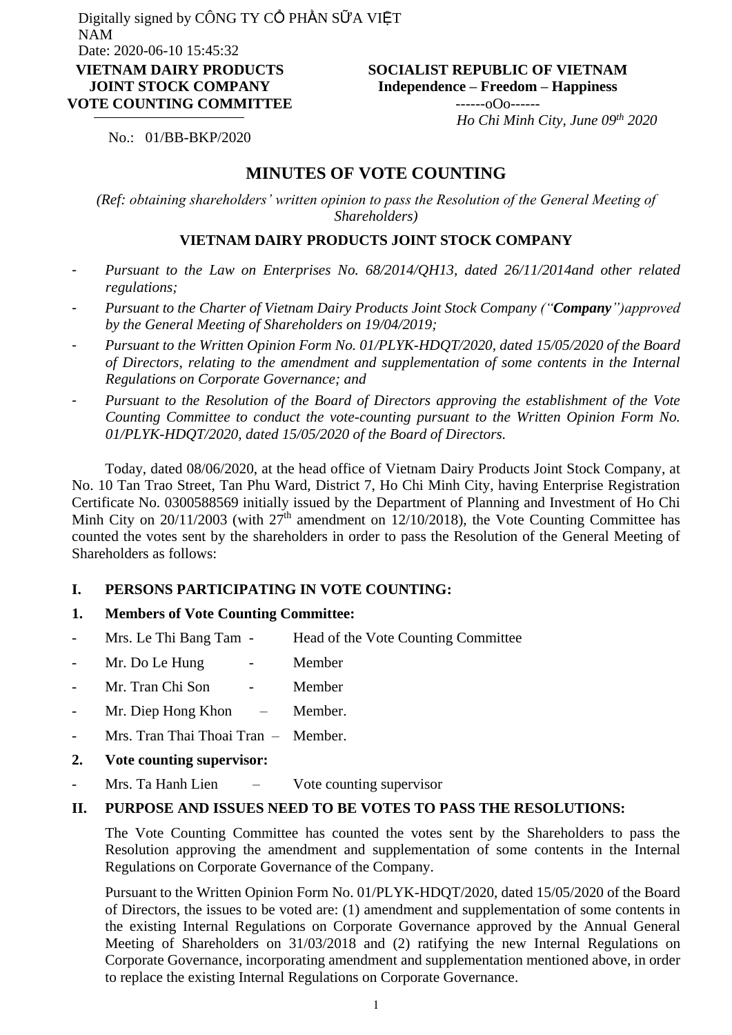Digitally signed by CÔNG TY CỔ PHẦN SỮA VIỆT NAM
Date: 2020-06-10 15:45:32

**VIETNAM DAIRY PRODUCTS JOINT STOCK COMPANY**
**VOTE COUNTING COMMITTEE**

No.: 01/BB-BKP/2020

**SOCIALIST REPUBLIC OF VIETNAM**
**Independence – Freedom – Happiness**
------oOo------

*Ho Chi Minh City, June 09th 2020*

# MINUTES OF VOTE COUNTING

*(Ref: obtaining shareholders' written opinion to pass the Resolution of the General Meeting of Shareholders)*

## VIETNAM DAIRY PRODUCTS JOINT STOCK COMPANY

- *Pursuant to the Law on Enterprises No. 68/2014/QH13, dated 26/11/2014and other related regulations;*
- *Pursuant to the Charter of Vietnam Dairy Products Joint Stock Company ("**Company**")approved by the General Meeting of Shareholders on 19/04/2019;*
- *Pursuant to the Written Opinion Form No. 01/PLYK-HDQT/2020, dated 15/05/2020 of the Board of Directors, relating to the amendment and supplementation of some contents in the Internal Regulations on Corporate Governance; and*
- *Pursuant to the Resolution of the Board of Directors approving the establishment of the Vote Counting Committee to conduct the vote-counting pursuant to the Written Opinion Form No. 01/PLYK-HDQT/2020, dated 15/05/2020 of the Board of Directors.*

Today, dated 08/06/2020, at the head office of Vietnam Dairy Products Joint Stock Company, at No. 10 Tan Trao Street, Tan Phu Ward, District 7, Ho Chi Minh City, having Enterprise Registration Certificate No. 0300588569 initially issued by the Department of Planning and Investment of Ho Chi Minh City on 20/11/2003 (with 27th amendment on 12/10/2018), the Vote Counting Committee has counted the votes sent by the shareholders in order to pass the Resolution of the General Meeting of Shareholders as follows:

### I. PERSONS PARTICIPATING IN VOTE COUNTING:

**1. Members of Vote Counting Committee:**

- Mrs. Le Thi Bang Tam - Head of the Vote Counting Committee
- Mr. Do Le Hung - Member
- Mr. Tran Chi Son - Member
- Mr. Diep Hong Khon – Member.
- Mrs. Tran Thai Thoai Tran – Member.

**2. Vote counting supervisor:**

- Mrs. Ta Hanh Lien – Vote counting supervisor

### II. PURPOSE AND ISSUES NEED TO BE VOTES TO PASS THE RESOLUTIONS:

The Vote Counting Committee has counted the votes sent by the Shareholders to pass the Resolution approving the amendment and supplementation of some contents in the Internal Regulations on Corporate Governance of the Company.

Pursuant to the Written Opinion Form No. 01/PLYK-HDQT/2020, dated 15/05/2020 of the Board of Directors, the issues to be voted are: (1) amendment and supplementation of some contents in the existing Internal Regulations on Corporate Governance approved by the Annual General Meeting of Shareholders on 31/03/2018 and (2) ratifying the new Internal Regulations on Corporate Governance, incorporating amendment and supplementation mentioned above, in order to replace the existing Internal Regulations on Corporate Governance.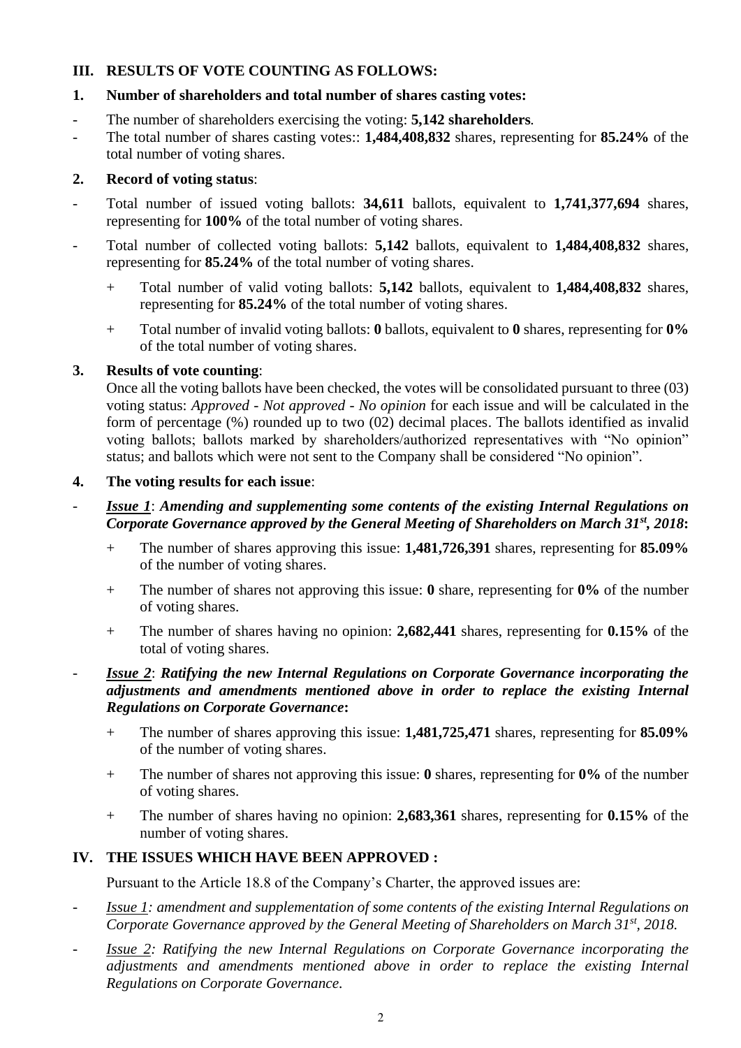## III. RESULTS OF VOTE COUNTING AS FOLLOWS:

### 1. Number of shareholders and total number of shares casting votes:

- The number of shareholders exercising the voting: **5,142 shareholders**.
- The total number of shares casting votes:: **1,484,408,832** shares, representing for **85.24%** of the total number of voting shares.

### 2. Record of voting status:

- Total number of issued voting ballots: **34,611** ballots, equivalent to **1,741,377,694** shares, representing for **100%** of the total number of voting shares.
- Total number of collected voting ballots: **5,142** ballots, equivalent to **1,484,408,832** shares, representing for **85.24%** of the total number of voting shares.
  - + Total number of valid voting ballots: **5,142** ballots, equivalent to **1,484,408,832** shares, representing for **85.24%** of the total number of voting shares.
  - + Total number of invalid voting ballots: **0** ballots, equivalent to **0** shares, representing for **0%** of the total number of voting shares.

### 3. Results of vote counting:

Once all the voting ballots have been checked, the votes will be consolidated pursuant to three (03) voting status: *Approved - Not approved - No opinion* for each issue and will be calculated in the form of percentage (%) rounded up to two (02) decimal places. The ballots identified as invalid voting ballots; ballots marked by shareholders/authorized representatives with "No opinion" status; and ballots which were not sent to the Company shall be considered "No opinion".

### 4. The voting results for each issue:

- ***Issue 1*: Amending and supplementing some contents of the existing Internal Regulations on Corporate Governance approved by the General Meeting of Shareholders on March 31st, 2018:**
  - + The number of shares approving this issue: **1,481,726,391** shares, representing for **85.09%** of the number of voting shares.
  - + The number of shares not approving this issue: **0** share, representing for **0%** of the number of voting shares.
  - + The number of shares having no opinion: **2,682,441** shares, representing for **0.15%** of the total of voting shares.
- ***Issue 2*: Ratifying the new Internal Regulations on Corporate Governance incorporating the adjustments and amendments mentioned above in order to replace the existing Internal Regulations on Corporate Governance:**
  - + The number of shares approving this issue: **1,481,725,471** shares, representing for **85.09%** of the number of voting shares.
  - + The number of shares not approving this issue: **0** shares, representing for **0%** of the number of voting shares.
  - + The number of shares having no opinion: **2,683,361** shares, representing for **0.15%** of the number of voting shares.

## IV. THE ISSUES WHICH HAVE BEEN APPROVED :

Pursuant to the Article 18.8 of the Company's Charter, the approved issues are:

- *Issue 1: amendment and supplementation of some contents of the existing Internal Regulations on Corporate Governance approved by the General Meeting of Shareholders on March 31st, 2018.*
- *Issue 2: Ratifying the new Internal Regulations on Corporate Governance incorporating the adjustments and amendments mentioned above in order to replace the existing Internal Regulations on Corporate Governance.*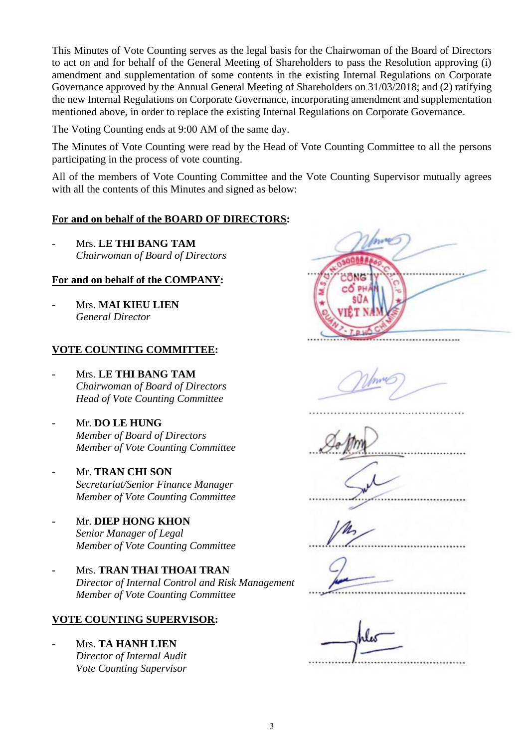This Minutes of Vote Counting serves as the legal basis for the Chairwoman of the Board of Directors to act on and for behalf of the General Meeting of Shareholders to pass the Resolution approving (i) amendment and supplementation of some contents in the existing Internal Regulations on Corporate Governance approved by the Annual General Meeting of Shareholders on 31/03/2018; and (2) ratifying the new Internal Regulations on Corporate Governance, incorporating amendment and supplementation mentioned above, in order to replace the existing Internal Regulations on Corporate Governance.

The Voting Counting ends at 9:00 AM of the same day.

The Minutes of Vote Counting were read by the Head of Vote Counting Committee to all the persons participating in the process of vote counting.

All of the members of Vote Counting Committee and the Vote Counting Supervisor mutually agrees with all the contents of this Minutes and signed as below:

**For and on behalf of the BOARD OF DIRECTORS:**

- Mrs. **LE THI BANG TAM**
  *Chairwoman of Board of Directors*

**For and on behalf of the COMPANY:**

- Mrs. **MAI KIEU LIEN**
  *General Director*

**VOTE COUNTING COMMITTEE:**

- Mrs. **LE THI BANG TAM**
  *Chairwoman of Board of Directors*
  *Head of Vote Counting Committee*

- Mr. **DO LE HUNG**
  *Member of Board of Directors*
  *Member of Vote Counting Committee*

- Mr. **TRAN CHI SON**
  *Secretariat/Senior Finance Manager*
  *Member of Vote Counting Committee*

- Mr. **DIEP HONG KHON**
  *Senior Manager of Legal*
  *Member of Vote Counting Committee*

- Mrs. **TRAN THAI THOAI TRAN**
  *Director of Internal Control and Risk Management*
  *Member of Vote Counting Committee*

**VOTE COUNTING SUPERVISOR:**

- Mrs. **TA HANH LIEN**
  *Director of Internal Audit*
  *Vote Counting Supervisor*